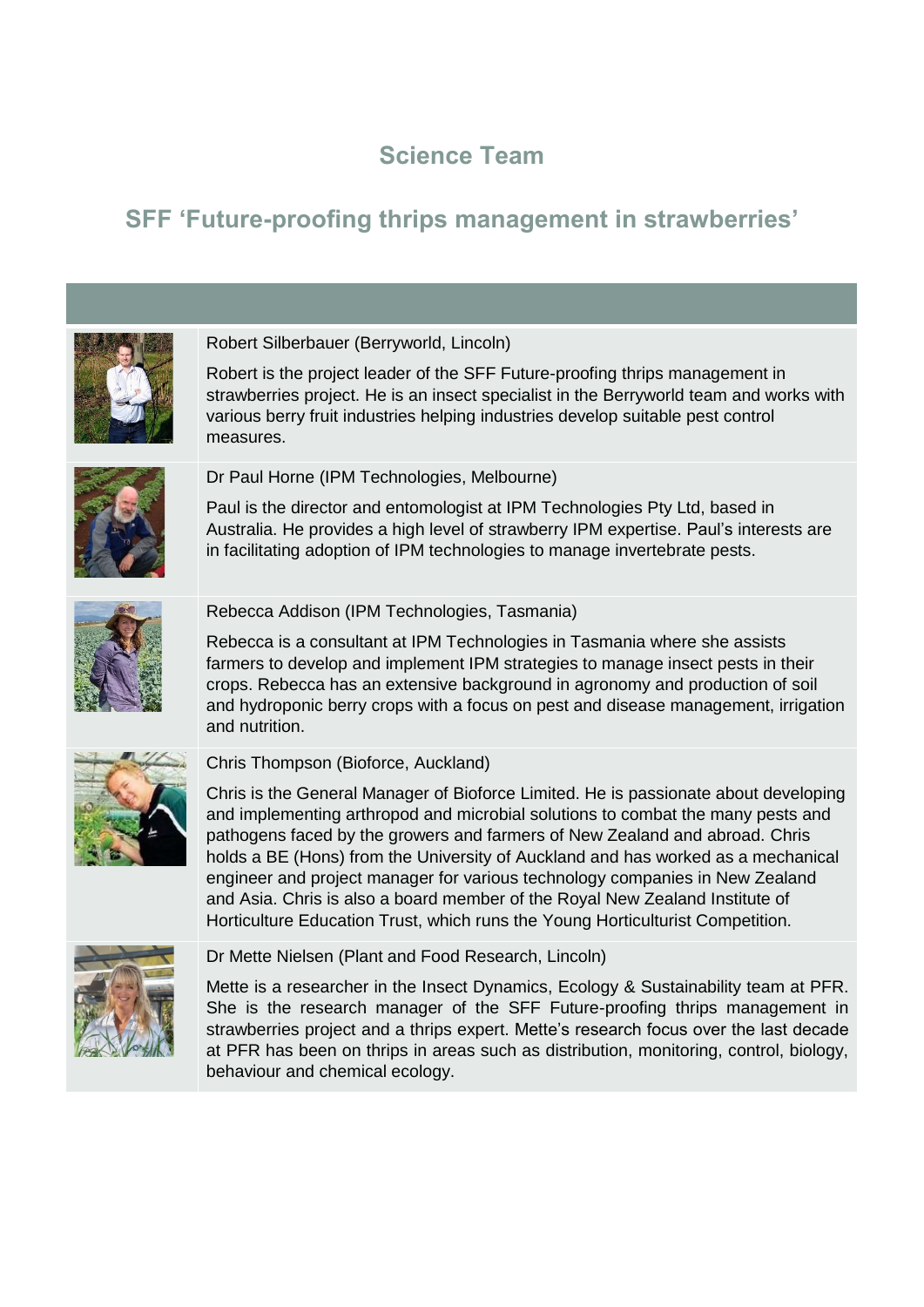# Science Team

## SFF 'Future-proofing thrips management in strawberries'

Robert Silberbauer (Berryworld, Lincoln)

Robert is the project leader of the SFF Future-proofing thrips management in strawberries project. He is an insect specialist in the Berryworld team and works with various berry fruit industries helping industries develop suitable pest control measures.

Dr Paul Horne (IPM Technologies, Melbourne)

Paul is the director and entomologist at IPM Technologies Pty Ltd, based in Australia. He provides a high level of strawberry IPM expertise. Paul's interests are in facilitating adoption of IPM technologies to manage invertebrate pests.

Rebecca Addison (IPM Technologies, Tasmania)

Rebecca is a consultant at IPM Technologies in Tasmania where she assists farmers to develop and implement IPM strategies to manage insect pests in their crops. Rebecca has an extensive background in agronomy and production of soil and hydroponic berry crops with a focus on pest and disease management, irrigation and nutrition.

Chris Thompson (Bioforce, Auckland)

Chris is the General Manager of Bioforce Limited. He is passionate about developing and implementing arthropod and microbial solutions to combat the many pests and pathogens faced by the growers and farmers of New Zealand and abroad. Chris holds a BE (Hons) from the University of Auckland and has worked as a mechanical engineer and project manager for various technology companies in New Zealand and Asia. Chris is also a board member of the Royal New Zealand Institute of Horticulture Education Trust, which runs the Young Horticulturist Competition.

Dr Mette Nielsen (Plant and Food Research, Lincoln)

Mette is a researcher in the Insect Dynamics, Ecology & Sustainability team at PFR. She is the research manager of the SFF Future-proofing thrips management in strawberries project and a thrips expert. Mette's research focus over the last decade at PFR has been on thrips in areas such as distribution, monitoring, control, biology, behaviour and chemical ecology.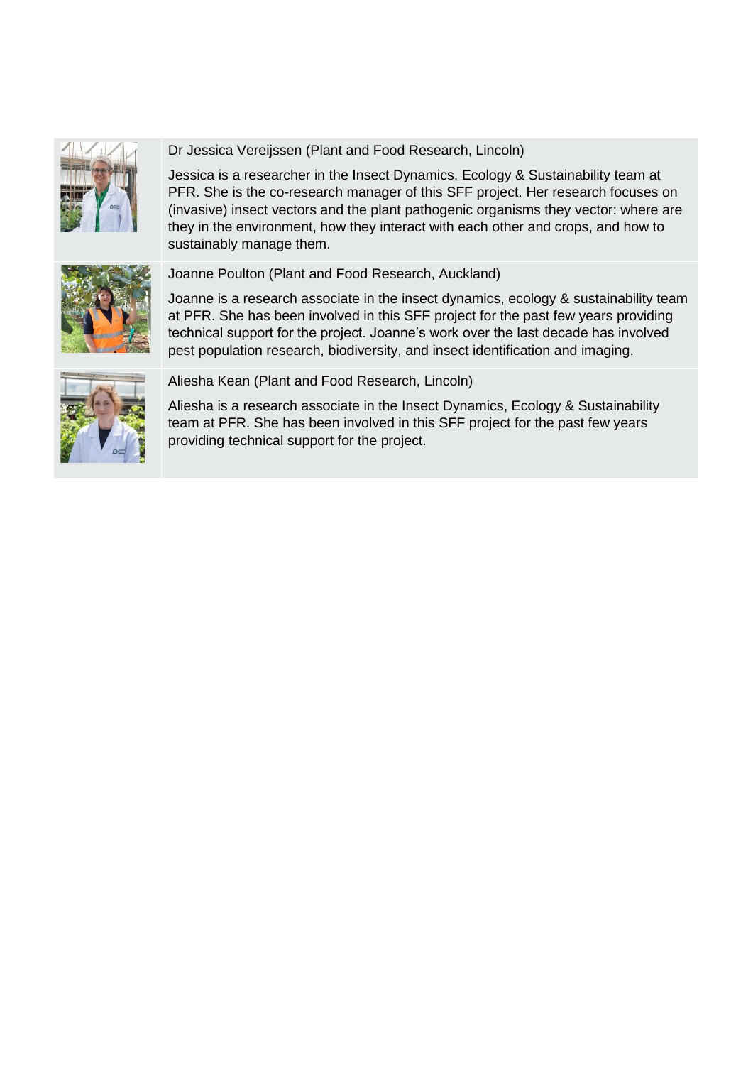Dr Jessica Vereijssen (Plant and Food Research, Lincoln)

Jessica is a researcher in the Insect Dynamics, Ecology & Sustainability team at PFR. She is the co-research manager of this SFF project. Her research focuses on (invasive) insect vectors and the plant pathogenic organisms they vector: where are they in the environment, how they interact with each other and crops, and how to sustainably manage them.

Joanne Poulton (Plant and Food Research, Auckland)

Joanne is a research associate in the insect dynamics, ecology & sustainability team at PFR. She has been involved in this SFF project for the past few years providing technical support for the project. Joanne's work over the last decade has involved pest population research, biodiversity, and insect identification and imaging.

Aliesha Kean (Plant and Food Research, Lincoln)

Aliesha is a research associate in the Insect Dynamics, Ecology & Sustainability team at PFR. She has been involved in this SFF project for the past few years providing technical support for the project.